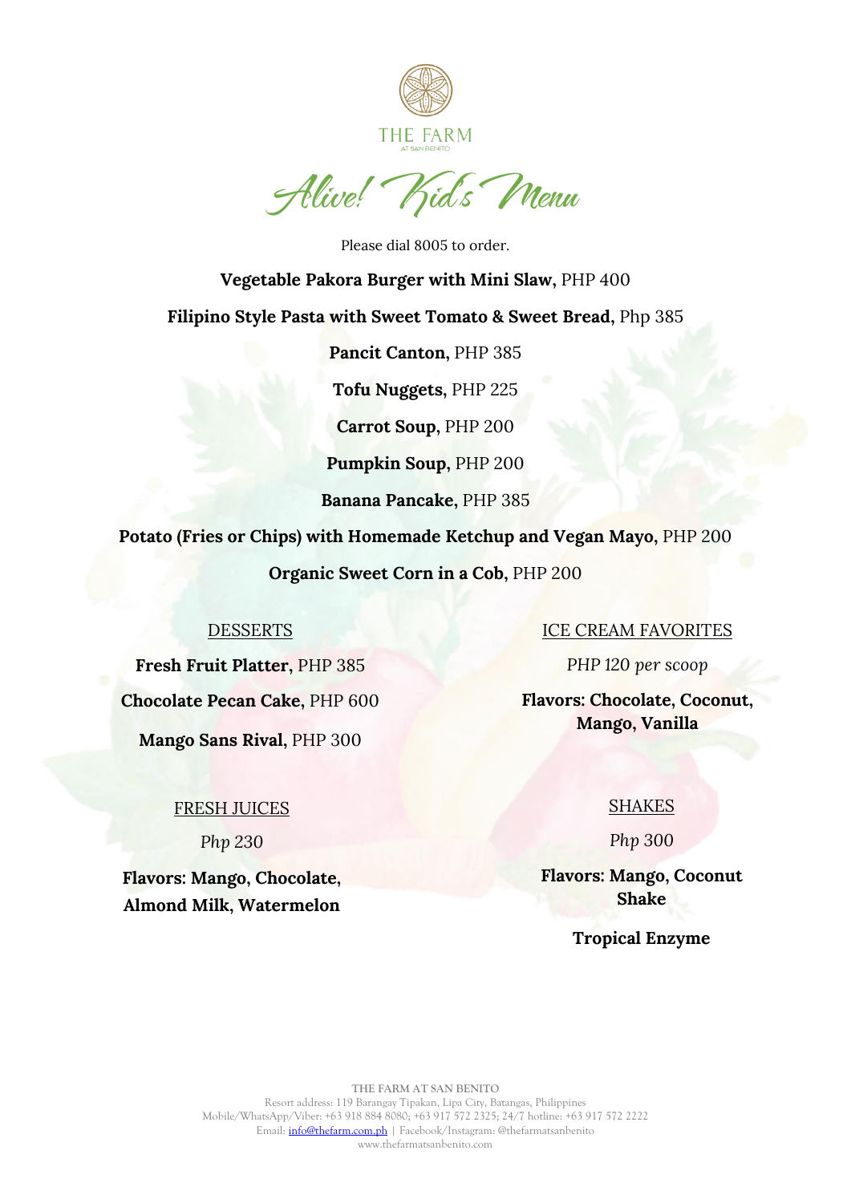THE FARM

AT SAN BENITO

# Alive! Kid's Menu

Please dial 8005 to order.

**Vegetable Pakora Burger with Mini Slaw**, PHP 400

**Filipino Style Pasta with Sweet Tomato & Sweet Bread**, Php 385

**Pancit Canton**, PHP 385

**Tofu Nuggets**, PHP 225

**Carrot Soup**, PHP 200

**Pumpkin Soup**, PHP 200

**Banana Pancake**, PHP 385

**Potato (Fries or Chips) with Homemade Ketchup and Vegan Mayo**, PHP 200

**Organic Sweet Corn in a Cob**, PHP 200

## DESSERTS

**Fresh Fruit Platter**, PHP 385

**Chocolate Pecan Cake**, PHP 600

**Mango Sans Rival**, PHP 300

## ICE CREAM FAVORITES

*PHP 120 per scoop*

**Flavors: Chocolate, Coconut, Mango, Vanilla**

## FRESH JUICES

*Php 230*

**Flavors: Mango, Chocolate, Almond Milk, Watermelon**

## SHAKES

*Php 300*

**Flavors: Mango, Coconut Shake**

**Tropical Enzyme**

THE FARM AT SAN BENITO
Resort address: 119 Barangay Tipakan, Lipa City, Batangas, Philippines
Mobile/WhatsApp/Viber: +63 918 884 8080; +63 917 572 2325; 24/7 hotline: +63 917 572 2222
Email: info@thefarm.com.ph | Facebook/Instagram: @thefarmatsanbenito
www.thefarmatsanbenito.com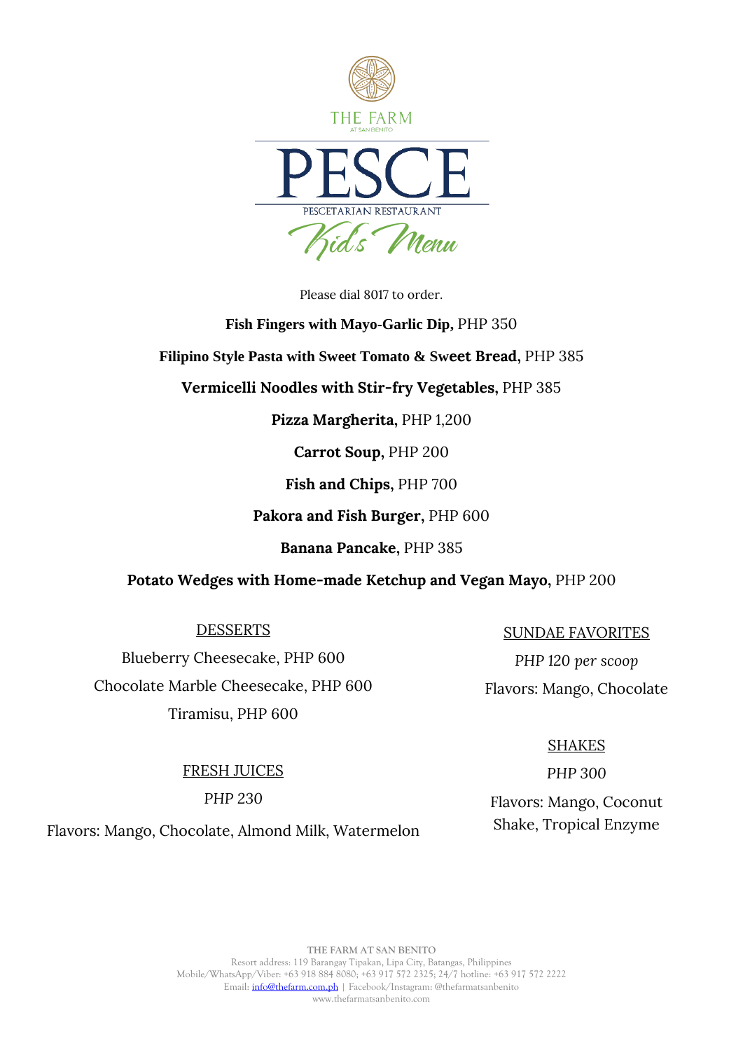THE FARM
AT SAN BENITO

# PESCE

PESCETARIAN RESTAURANT

## Kid's Menu

Please dial 8017 to order.

**Fish Fingers with Mayo-Garlic Dip,** PHP 350

**Filipino Style Pasta with Sweet Tomato & Sweet Bread,** PHP 385

**Vermicelli Noodles with Stir-fry Vegetables,** PHP 385

**Pizza Margherita,** PHP 1,200

**Carrot Soup,** PHP 200

**Fish and Chips,** PHP 700

**Pakora and Fish Burger,** PHP 600

**Banana Pancake,** PHP 385

**Potato Wedges with Home-made Ketchup and Vegan Mayo,** PHP 200

### DESSERTS

Blueberry Cheesecake, PHP 600

Chocolate Marble Cheesecake, PHP 600

Tiramisu, PHP 600

### FRESH JUICES

*PHP 230*

Flavors: Mango, Chocolate, Almond Milk, Watermelon

### SUNDAE FAVORITES

*PHP 120 per scoop*

Flavors: Mango, Chocolate

### SHAKES

*PHP 300*

Flavors: Mango, Coconut Shake, Tropical Enzyme

**THE FARM AT SAN BENITO**
Resort address: 119 Barangay Tipakan, Lipa City, Batangas, Philippines
Mobile/WhatsApp/Viber: +63 918 884 8080; +63 917 572 2325; 24/7 hotline: +63 917 572 2222
Email: info@thefarm.com.ph | Facebook/Instagram: @thefarmatsanbenito
www.thefarmatsanbenito.com